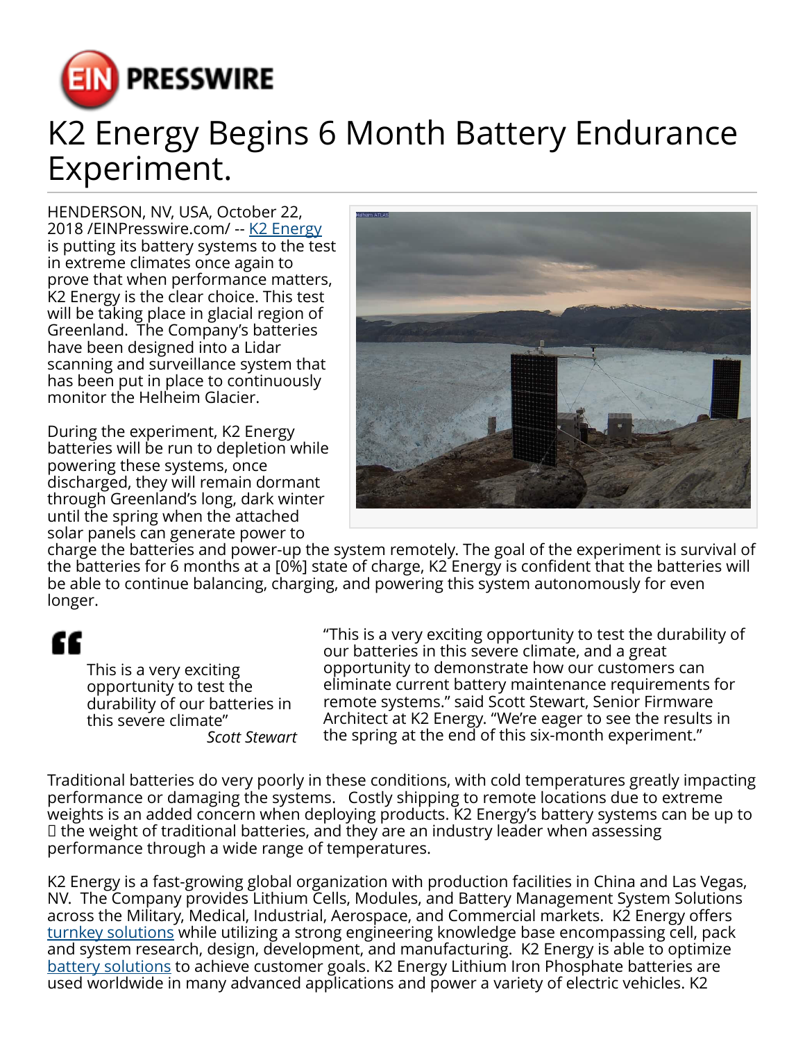# K2 Energy Begins 6 Month Battery Endurance Experiment.

HENDERSON, NV, USA, October 22, 2018 /EINPresswire.com/ -- [K2 Energy](#) is putting its battery systems to the test in extreme climates once again to prove that when performance matters, K2 Energy is the clear choice. This test will be taking place in glacial region of Greenland. The Company's batteries have been designed into a Lidar scanning and surveillance system that has been put in place to continuously monitor the Helheim Glacier.

During the experiment, K2 Energy batteries will be run to depletion while powering these systems, once discharged, they will remain dormant through Greenland's long, dark winter until the spring when the attached solar panels can generate power to charge the batteries and power-up the system remotely. The goal of the experiment is survival of the batteries for 6 months at a [0%] state of charge, K2 Energy is confident that the batteries will be able to continue balancing, charging, and powering this system autonomously for even longer.

> This is a very exciting opportunity to test the durability of our batteries in this severe climate"
>
> *Scott Stewart*

"This is a very exciting opportunity to test the durability of our batteries in this severe climate, and a great opportunity to demonstrate how our customers can eliminate current battery maintenance requirements for remote systems." said Scott Stewart, Senior Firmware Architect at K2 Energy. "We're eager to see the results in the spring at the end of this six-month experiment."

Traditional batteries do very poorly in these conditions, with cold temperatures greatly impacting performance or damaging the systems. Costly shipping to remote locations due to extreme weights is an added concern when deploying products. K2 Energy's battery systems can be up to  the weight of traditional batteries, and they are an industry leader when assessing performance through a wide range of temperatures.

K2 Energy is a fast-growing global organization with production facilities in China and Las Vegas, NV. The Company provides Lithium Cells, Modules, and Battery Management System Solutions across the Military, Medical, Industrial, Aerospace, and Commercial markets. K2 Energy offers [turnkey solutions](#) while utilizing a strong engineering knowledge base encompassing cell, pack and system research, design, development, and manufacturing. K2 Energy is able to optimize [battery solutions](#) to achieve customer goals. K2 Energy Lithium Iron Phosphate batteries are used worldwide in many advanced applications and power a variety of electric vehicles. K2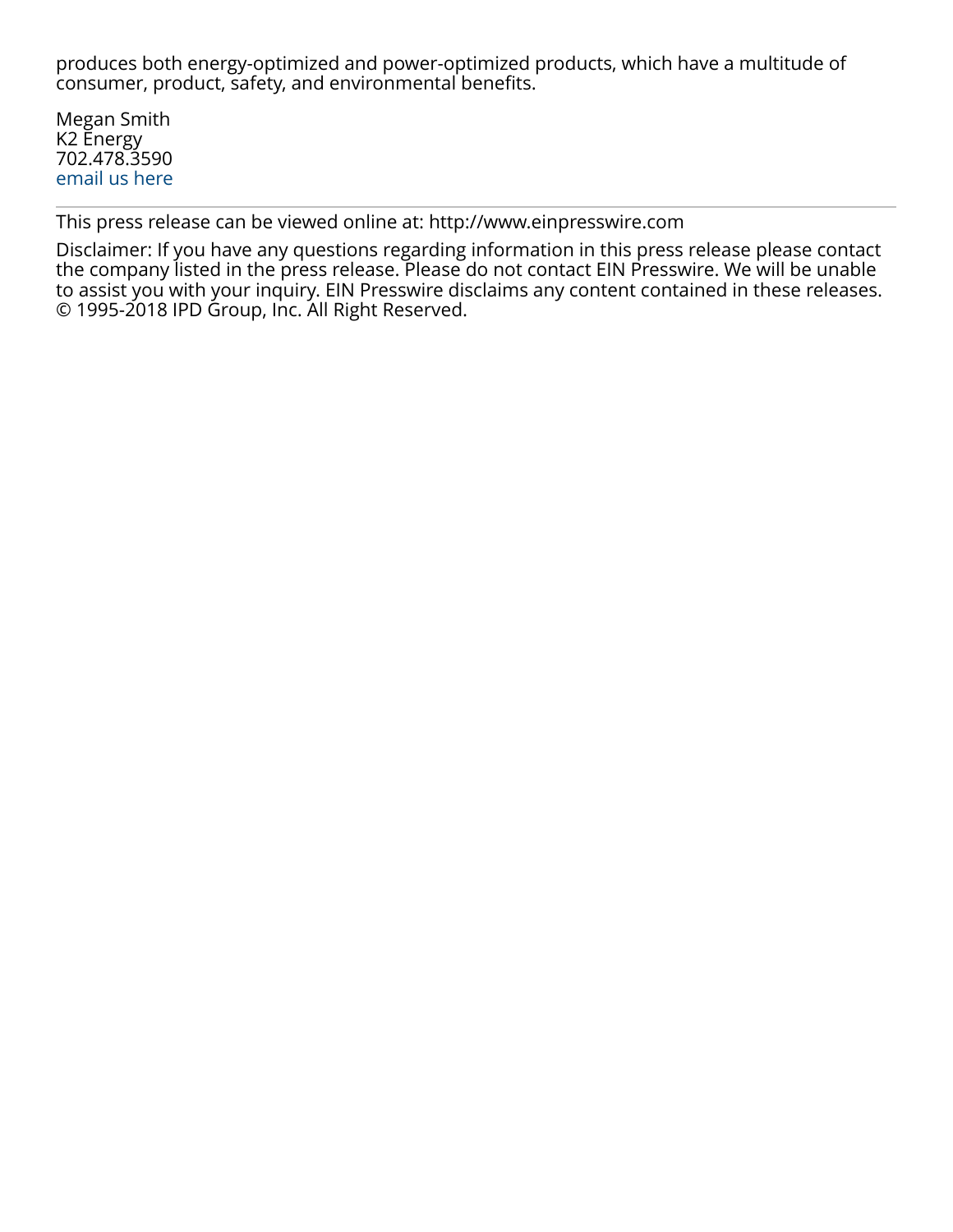produces both energy-optimized and power-optimized products, which have a multitude of consumer, product, safety, and environmental benefits.

Megan Smith
K2 Energy
702.478.3590
email us here

---

This press release can be viewed online at: http://www.einpresswire.com

Disclaimer: If you have any questions regarding information in this press release please contact the company listed in the press release. Please do not contact EIN Presswire. We will be unable to assist you with your inquiry. EIN Presswire disclaims any content contained in these releases.
© 1995-2018 IPD Group, Inc. All Right Reserved.